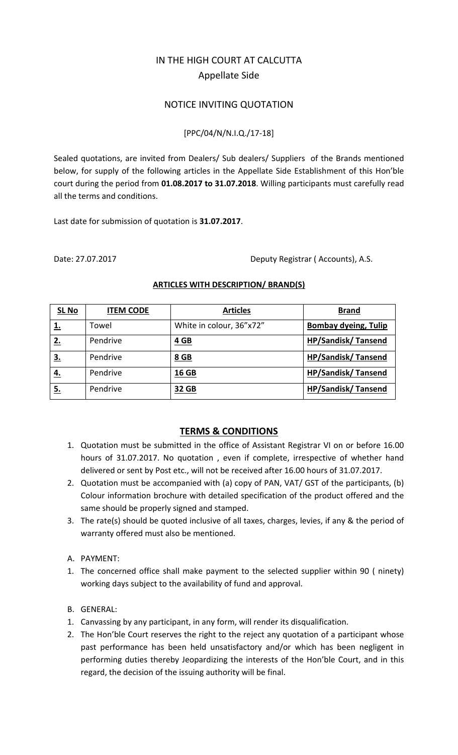# IN THE HIGH COURT AT CALCUTTA
## Appellate Side

## NOTICE INVITING QUOTATION

[PPC/04/N/N.I.Q./17-18]

Sealed quotations, are invited from Dealers/ Sub dealers/ Suppliers of the Brands mentioned below, for supply of the following articles in the Appellate Side Establishment of this Hon'ble court during the period from **01.08.2017 to 31.07.2018**. Willing participants must carefully read all the terms and conditions.

Last date for submission of quotation is **31.07.2017**.

Date: 27.07.2017 Deputy Registrar ( Accounts), A.S.

**ARTICLES WITH DESCRIPTION/ BRAND(S)**

| SL No | ITEM CODE | Articles | Brand |
|---|---|---|---|
| **1.** | Towel | White in colour, 36"x72" | **Bombay dyeing, Tulip** |
| **2.** | Pendrive | **4 GB** | **HP/Sandisk/ Tansend** |
| **3.** | Pendrive | **8 GB** | **HP/Sandisk/ Tansend** |
| **4.** | Pendrive | **16 GB** | **HP/Sandisk/ Tansend** |
| **5.** | Pendrive | **32 GB** | **HP/Sandisk/ Tansend** |

## TERMS & CONDITIONS

1. Quotation must be submitted in the office of Assistant Registrar VI on or before 16.00 hours of 31.07.2017. No quotation , even if complete, irrespective of whether hand delivered or sent by Post etc., will not be received after 16.00 hours of 31.07.2017.
2. Quotation must be accompanied with (a) copy of PAN, VAT/ GST of the participants, (b) Colour information brochure with detailed specification of the product offered and the same should be properly signed and stamped.
3. The rate(s) should be quoted inclusive of all taxes, charges, levies, if any & the period of warranty offered must also be mentioned.

A. PAYMENT:

1. The concerned office shall make payment to the selected supplier within 90 ( ninety) working days subject to the availability of fund and approval.

B. GENERAL:

1. Canvassing by any participant, in any form, will render its disqualification.
2. The Hon'ble Court reserves the right to the reject any quotation of a participant whose past performance has been held unsatisfactory and/or which has been negligent in performing duties thereby Jeopardizing the interests of the Hon'ble Court, and in this regard, the decision of the issuing authority will be final.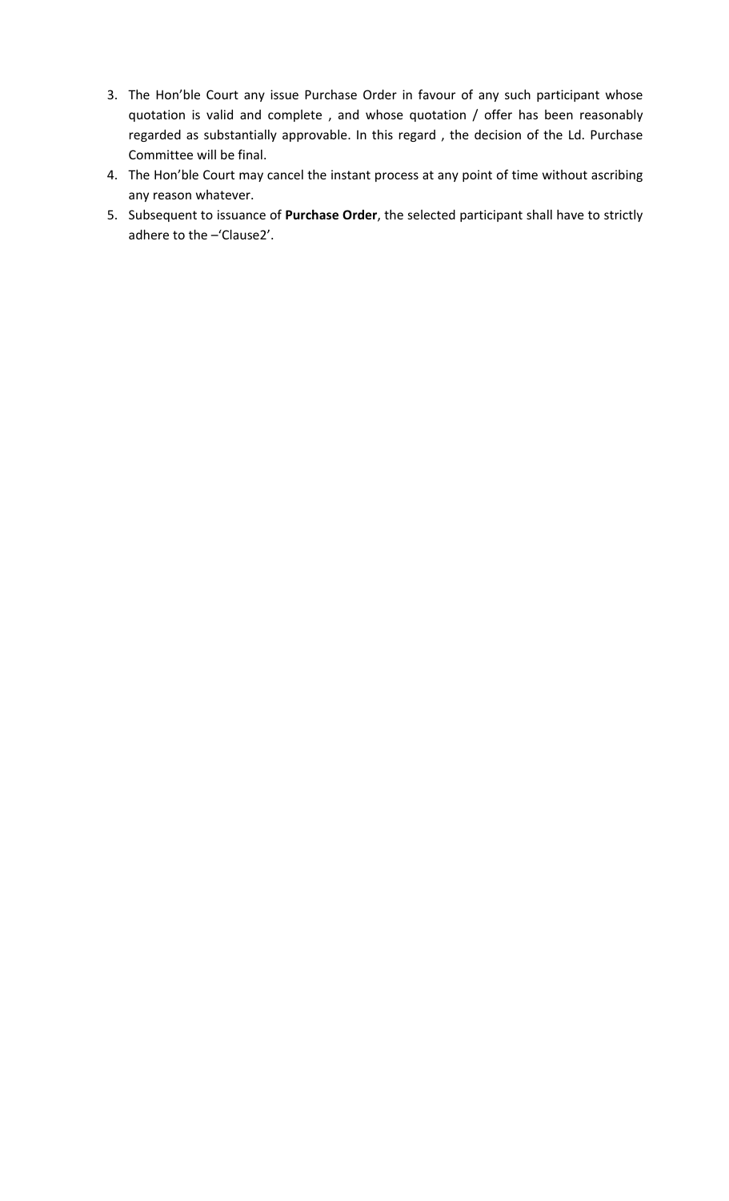3. The Hon'ble Court any issue Purchase Order in favour of any such participant whose quotation is valid and complete , and whose quotation / offer has been reasonably regarded as substantially approvable. In this regard , the decision of the Ld. Purchase Committee will be final.
4. The Hon'ble Court may cancel the instant process at any point of time without ascribing any reason whatever.
5. Subsequent to issuance of **Purchase Order**, the selected participant shall have to strictly adhere to the –'Clause2'.